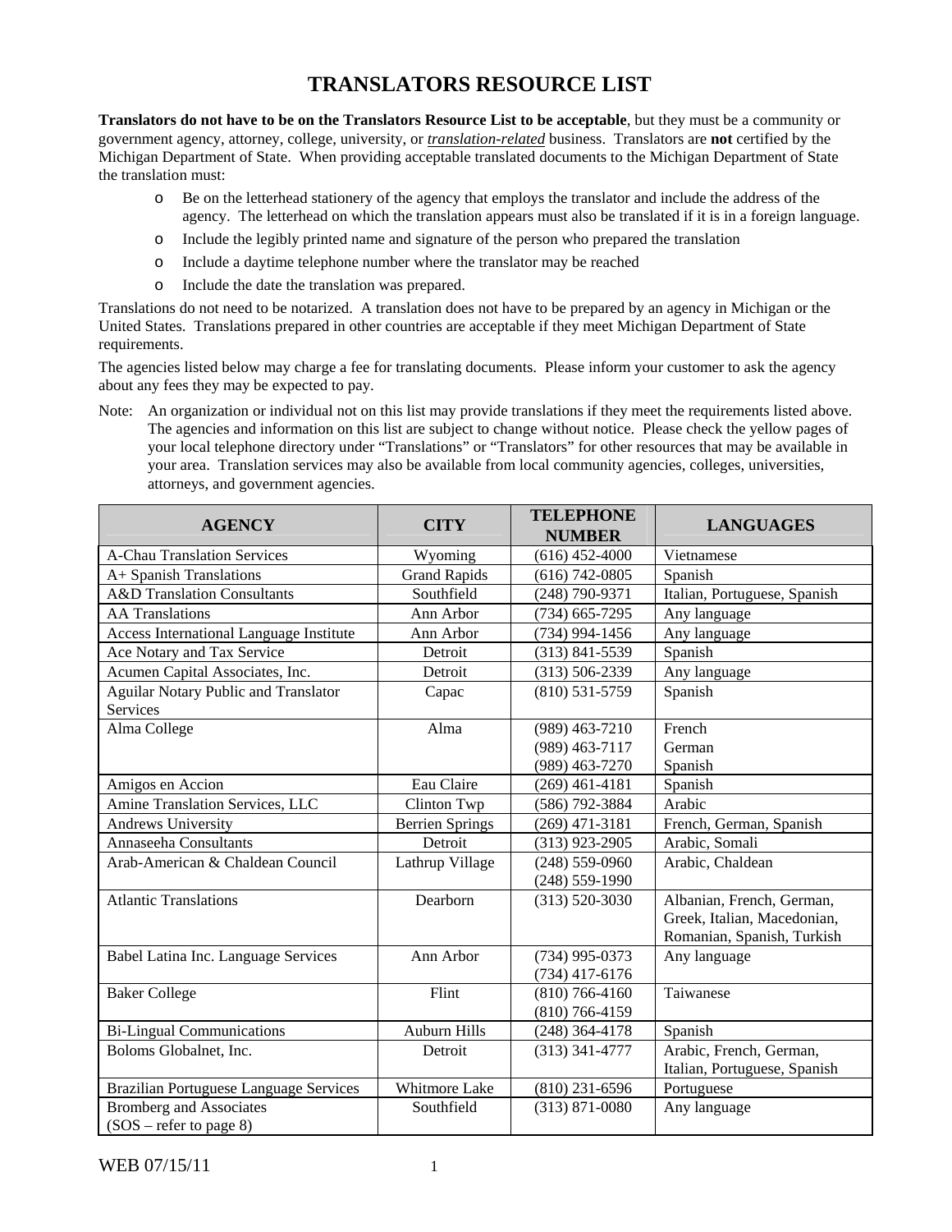# TRANSLATORS RESOURCE LIST

**Translators do not have to be on the Translators Resource List to be acceptable**, but they must be a community or government agency, attorney, college, university, or ***translation-related*** business. Translators are **not** certified by the Michigan Department of State. When providing acceptable translated documents to the Michigan Department of State the translation must:

- Be on the letterhead stationery of the agency that employs the translator and include the address of the agency. The letterhead on which the translation appears must also be translated if it is in a foreign language.
- Include the legibly printed name and signature of the person who prepared the translation
- Include a daytime telephone number where the translator may be reached
- Include the date the translation was prepared.

Translations do not need to be notarized. A translation does not have to be prepared by an agency in Michigan or the United States. Translations prepared in other countries are acceptable if they meet Michigan Department of State requirements.

The agencies listed below may charge a fee for translating documents. Please inform your customer to ask the agency about any fees they may be expected to pay.

Note: An organization or individual not on this list may provide translations if they meet the requirements listed above. The agencies and information on this list are subject to change without notice. Please check the yellow pages of your local telephone directory under "Translations" or "Translators" for other resources that may be available in your area. Translation services may also be available from local community agencies, colleges, universities, attorneys, and government agencies.

| AGENCY | CITY | TELEPHONE NUMBER | LANGUAGES |
|---|---|---|---|
| A-Chau Translation Services | Wyoming | (616) 452-4000 | Vietnamese |
| A+ Spanish Translations | Grand Rapids | (616) 742-0805 | Spanish |
| A&D Translation Consultants | Southfield | (248) 790-9371 | Italian, Portuguese, Spanish |
| AA Translations | Ann Arbor | (734) 665-7295 | Any language |
| Access International Language Institute | Ann Arbor | (734) 994-1456 | Any language |
| Ace Notary and Tax Service | Detroit | (313) 841-5539 | Spanish |
| Acumen Capital Associates, Inc. | Detroit | (313) 506-2339 | Any language |
| Aguilar Notary Public and Translator Services | Capac | (810) 531-5759 | Spanish |
| Alma College | Alma | (989) 463-7210<br>(989) 463-7117<br>(989) 463-7270 | French<br>German<br>Spanish |
| Amigos en Accion | Eau Claire | (269) 461-4181 | Spanish |
| Amine Translation Services, LLC | Clinton Twp | (586) 792-3884 | Arabic |
| Andrews University | Berrien Springs | (269) 471-3181 | French, German, Spanish |
| Annaseeha Consultants | Detroit | (313) 923-2905 | Arabic, Somali |
| Arab-American & Chaldean Council | Lathrup Village | (248) 559-0960<br>(248) 559-1990 | Arabic, Chaldean |
| Atlantic Translations | Dearborn | (313) 520-3030 | Albanian, French, German, Greek, Italian, Macedonian, Romanian, Spanish, Turkish |
| Babel Latina Inc. Language Services | Ann Arbor | (734) 995-0373<br>(734) 417-6176 | Any language |
| Baker College | Flint | (810) 766-4160<br>(810) 766-4159 | Taiwanese |
| Bi-Lingual Communications | Auburn Hills | (248) 364-4178 | Spanish |
| Boloms Globalnet, Inc. | Detroit | (313) 341-4777 | Arabic, French, German, Italian, Portuguese, Spanish |
| Brazilian Portuguese Language Services | Whitmore Lake | (810) 231-6596 | Portuguese |
| Bromberg and Associates (SOS – refer to page 8) | Southfield | (313) 871-0080 | Any language |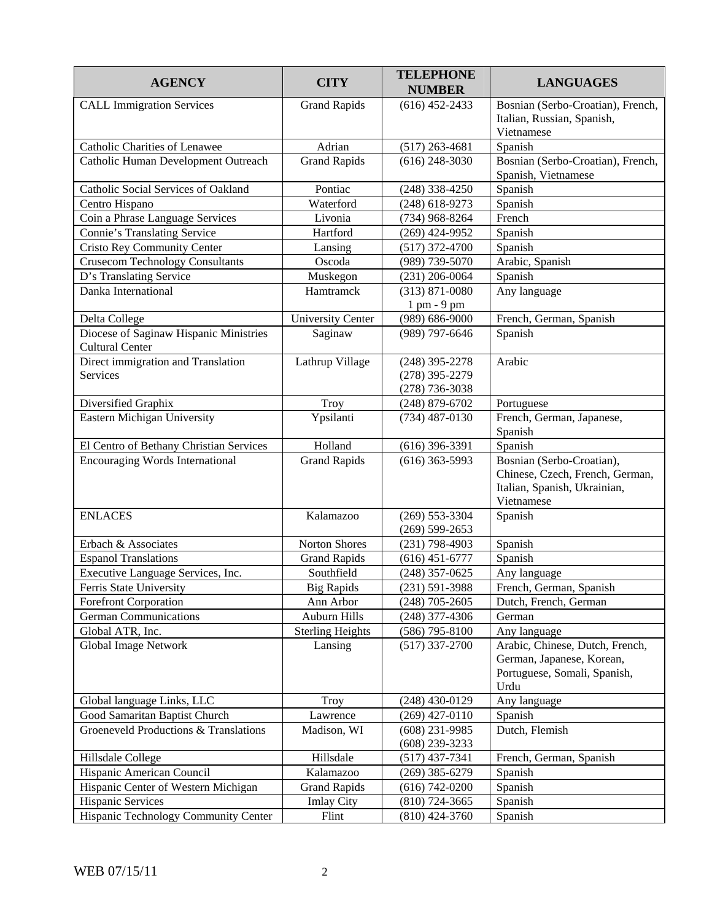| AGENCY | CITY | TELEPHONE NUMBER | LANGUAGES |
|---|---|---|---|
| CALL Immigration Services | Grand Rapids | (616) 452-2433 | Bosnian (Serbo-Croatian), French, Italian, Russian, Spanish, Vietnamese |
| Catholic Charities of Lenawee | Adrian | (517) 263-4681 | Spanish |
| Catholic Human Development Outreach | Grand Rapids | (616) 248-3030 | Bosnian (Serbo-Croatian), French, Spanish, Vietnamese |
| Catholic Social Services of Oakland | Pontiac | (248) 338-4250 | Spanish |
| Centro Hispano | Waterford | (248) 618-9273 | Spanish |
| Coin a Phrase Language Services | Livonia | (734) 968-8264 | French |
| Connie's Translating Service | Hartford | (269) 424-9952 | Spanish |
| Cristo Rey Community Center | Lansing | (517) 372-4700 | Spanish |
| Crusecom Technology Consultants | Oscoda | (989) 739-5070 | Arabic, Spanish |
| D's Translating Service | Muskegon | (231) 206-0064 | Spanish |
| Danka International | Hamtramck | (313) 871-0080 1 pm - 9 pm | Any language |
| Delta College | University Center | (989) 686-9000 | French, German, Spanish |
| Diocese of Saginaw Hispanic Ministries Cultural Center | Saginaw | (989) 797-6646 | Spanish |
| Direct immigration and Translation Services | Lathrup Village | (248) 395-2278 (278) 395-2279 (278) 736-3038 | Arabic |
| Diversified Graphix | Troy | (248) 879-6702 | Portuguese |
| Eastern Michigan University | Ypsilanti | (734) 487-0130 | French, German, Japanese, Spanish |
| El Centro of Bethany Christian Services | Holland | (616) 396-3391 | Spanish |
| Encouraging Words International | Grand Rapids | (616) 363-5993 | Bosnian (Serbo-Croatian), Chinese, Czech, French, German, Italian, Spanish, Ukrainian, Vietnamese |
| ENLACES | Kalamazoo | (269) 553-3304 (269) 599-2653 | Spanish |
| Erbach & Associates | Norton Shores | (231) 798-4903 | Spanish |
| Espanol Translations | Grand Rapids | (616) 451-6777 | Spanish |
| Executive Language Services, Inc. | Southfield | (248) 357-0625 | Any language |
| Ferris State University | Big Rapids | (231) 591-3988 | French, German, Spanish |
| Forefront Corporation | Ann Arbor | (248) 705-2605 | Dutch, French, German |
| German Communications | Auburn Hills | (248) 377-4306 | German |
| Global ATR, Inc. | Sterling Heights | (586) 795-8100 | Any language |
| Global Image Network | Lansing | (517) 337-2700 | Arabic, Chinese, Dutch, French, German, Japanese, Korean, Portuguese, Somali, Spanish, Urdu |
| Global language Links, LLC | Troy | (248) 430-0129 | Any language |
| Good Samaritan Baptist Church | Lawrence | (269) 427-0110 | Spanish |
| Groeneveld Productions & Translations | Madison, WI | (608) 231-9985 (608) 239-3233 | Dutch, Flemish |
| Hillsdale College | Hillsdale | (517) 437-7341 | French, German, Spanish |
| Hispanic American Council | Kalamazoo | (269) 385-6279 | Spanish |
| Hispanic Center of Western Michigan | Grand Rapids | (616) 742-0200 | Spanish |
| Hispanic Services | Imlay City | (810) 724-3665 | Spanish |
| Hispanic Technology Community Center | Flint | (810) 424-3760 | Spanish |

WEB 07/15/11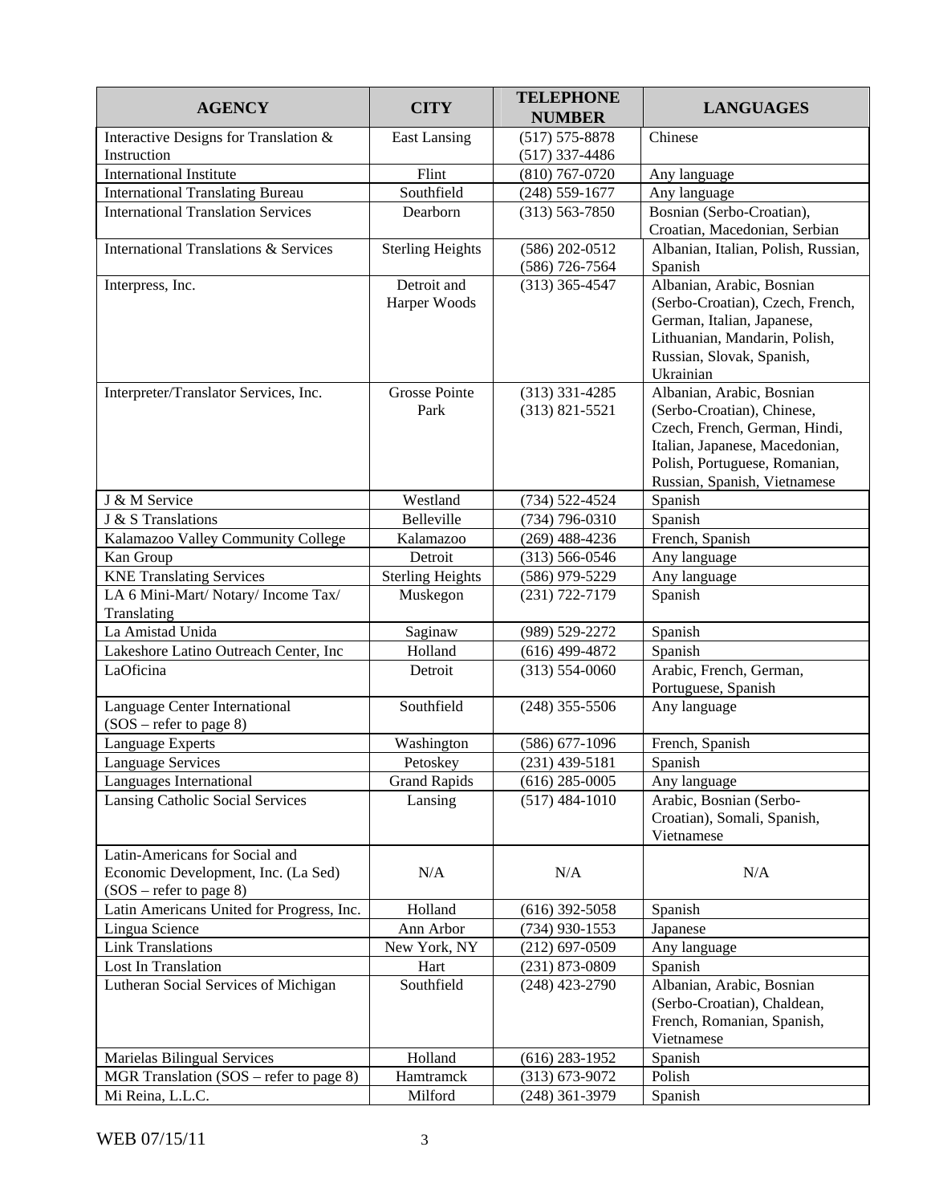| AGENCY | CITY | TELEPHONE NUMBER | LANGUAGES |
|---|---|---|---|
| Interactive Designs for Translation & Instruction | East Lansing | (517) 575-8878 (517) 337-4486 | Chinese |
| International Institute | Flint | (810) 767-0720 | Any language |
| International Translating Bureau | Southfield | (248) 559-1677 | Any language |
| International Translation Services | Dearborn | (313) 563-7850 | Bosnian (Serbo-Croatian), Croatian, Macedonian, Serbian |
| International Translations & Services | Sterling Heights | (586) 202-0512 (586) 726-7564 | Albanian, Italian, Polish, Russian, Spanish |
| Interpress, Inc. | Detroit and Harper Woods | (313) 365-4547 | Albanian, Arabic, Bosnian (Serbo-Croatian), Czech, French, German, Italian, Japanese, Lithuanian, Mandarin, Polish, Russian, Slovak, Spanish, Ukrainian |
| Interpreter/Translator Services, Inc. | Grosse Pointe Park | (313) 331-4285 (313) 821-5521 | Albanian, Arabic, Bosnian (Serbo-Croatian), Chinese, Czech, French, German, Hindi, Italian, Japanese, Macedonian, Polish, Portuguese, Romanian, Russian, Spanish, Vietnamese |
| J & M Service | Westland | (734) 522-4524 | Spanish |
| J & S Translations | Belleville | (734) 796-0310 | Spanish |
| Kalamazoo Valley Community College | Kalamazoo | (269) 488-4236 | French, Spanish |
| Kan Group | Detroit | (313) 566-0546 | Any language |
| KNE Translating Services | Sterling Heights | (586) 979-5229 | Any language |
| LA 6 Mini-Mart/ Notary/ Income Tax/ Translating | Muskegon | (231) 722-7179 | Spanish |
| La Amistad Unida | Saginaw | (989) 529-2272 | Spanish |
| Lakeshore Latino Outreach Center, Inc | Holland | (616) 499-4872 | Spanish |
| LaOficina | Detroit | (313) 554-0060 | Arabic, French, German, Portuguese, Spanish |
| Language Center International (SOS – refer to page 8) | Southfield | (248) 355-5506 | Any language |
| Language Experts | Washington | (586) 677-1096 | French, Spanish |
| Language Services | Petoskey | (231) 439-5181 | Spanish |
| Languages International | Grand Rapids | (616) 285-0005 | Any language |
| Lansing Catholic Social Services | Lansing | (517) 484-1010 | Arabic, Bosnian (Serbo-Croatian), Somali, Spanish, Vietnamese |
| Latin-Americans for Social and Economic Development, Inc. (La Sed) (SOS – refer to page 8) | N/A | N/A | N/A |
| Latin Americans United for Progress, Inc. | Holland | (616) 392-5058 | Spanish |
| Lingua Science | Ann Arbor | (734) 930-1553 | Japanese |
| Link Translations | New York, NY | (212) 697-0509 | Any language |
| Lost In Translation | Hart | (231) 873-0809 | Spanish |
| Lutheran Social Services of Michigan | Southfield | (248) 423-2790 | Albanian, Arabic, Bosnian (Serbo-Croatian), Chaldean, French, Romanian, Spanish, Vietnamese |
| Marielas Bilingual Services | Holland | (616) 283-1952 | Spanish |
| MGR Translation (SOS – refer to page 8) | Hamtramck | (313) 673-9072 | Polish |
| Mi Reina, L.L.C. | Milford | (248) 361-3979 | Spanish |

WEB 07/15/11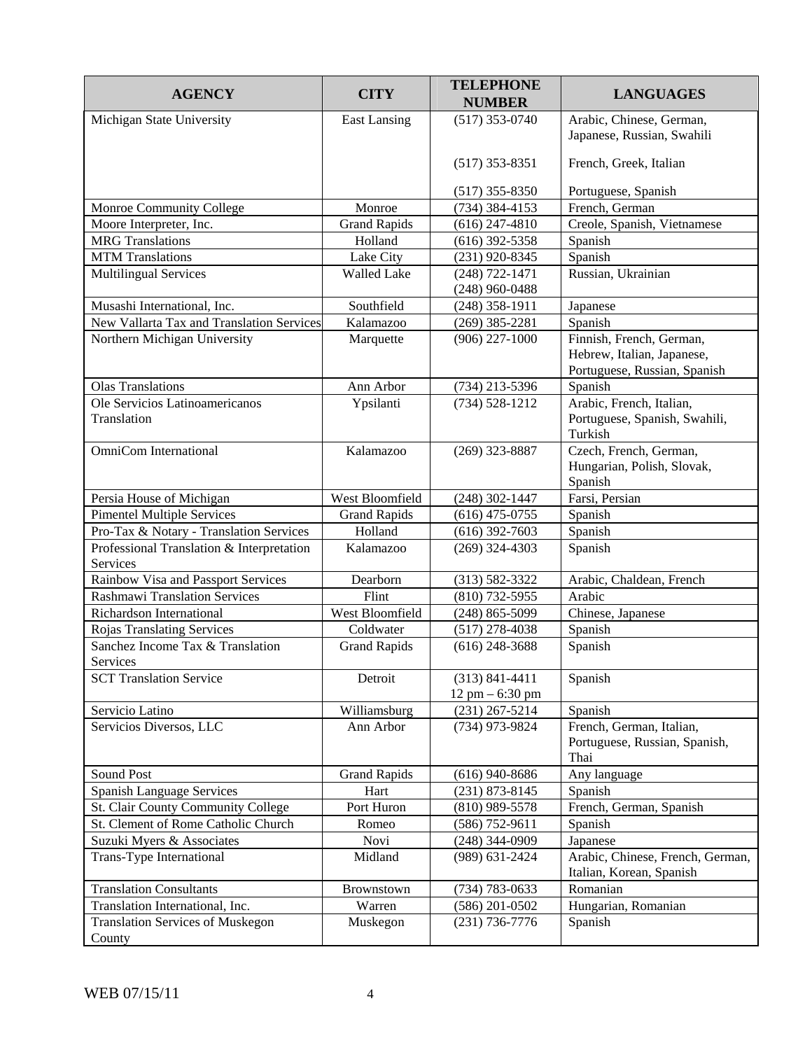| AGENCY | CITY | TELEPHONE NUMBER | LANGUAGES |
|---|---|---|---|
| Michigan State University | East Lansing | (517) 353-0740<br><br>(517) 353-8351<br><br>(517) 355-8350 | Arabic, Chinese, German, Japanese, Russian, Swahili<br><br>French, Greek, Italian<br><br>Portuguese, Spanish |
| Monroe Community College | Monroe | (734) 384-4153 | French, German |
| Moore Interpreter, Inc. | Grand Rapids | (616) 247-4810 | Creole, Spanish, Vietnamese |
| MRG Translations | Holland | (616) 392-5358 | Spanish |
| MTM Translations | Lake City | (231) 920-8345 | Spanish |
| Multilingual Services | Walled Lake | (248) 722-1471<br>(248) 960-0488 | Russian, Ukrainian |
| Musashi International, Inc. | Southfield | (248) 358-1911 | Japanese |
| New Vallarta Tax and Translation Services | Kalamazoo | (269) 385-2281 | Spanish |
| Northern Michigan University | Marquette | (906) 227-1000 | Finnish, French, German, Hebrew, Italian, Japanese, Portuguese, Russian, Spanish |
| Olas Translations | Ann Arbor | (734) 213-5396 | Spanish |
| Ole Servicios Latinoamericanos Translation | Ypsilanti | (734) 528-1212 | Arabic, French, Italian, Portuguese, Spanish, Swahili, Turkish |
| OmniCom International | Kalamazoo | (269) 323-8887 | Czech, French, German, Hungarian, Polish, Slovak, Spanish |
| Persia House of Michigan | West Bloomfield | (248) 302-1447 | Farsi, Persian |
| Pimentel Multiple Services | Grand Rapids | (616) 475-0755 | Spanish |
| Pro-Tax & Notary - Translation Services | Holland | (616) 392-7603 | Spanish |
| Professional Translation & Interpretation Services | Kalamazoo | (269) 324-4303 | Spanish |
| Rainbow Visa and Passport Services | Dearborn | (313) 582-3322 | Arabic, Chaldean, French |
| Rashmawi Translation Services | Flint | (810) 732-5955 | Arabic |
| Richardson International | West Bloomfield | (248) 865-5099 | Chinese, Japanese |
| Rojas Translating Services | Coldwater | (517) 278-4038 | Spanish |
| Sanchez Income Tax & Translation Services | Grand Rapids | (616) 248-3688 | Spanish |
| SCT Translation Service | Detroit | (313) 841-4411<br>12 pm – 6:30 pm | Spanish |
| Servicio Latino | Williamsburg | (231) 267-5214 | Spanish |
| Servicios Diversos, LLC | Ann Arbor | (734) 973-9824 | French, German, Italian, Portuguese, Russian, Spanish, Thai |
| Sound Post | Grand Rapids | (616) 940-8686 | Any language |
| Spanish Language Services | Hart | (231) 873-8145 | Spanish |
| St. Clair County Community College | Port Huron | (810) 989-5578 | French, German, Spanish |
| St. Clement of Rome Catholic Church | Romeo | (586) 752-9611 | Spanish |
| Suzuki Myers & Associates | Novi | (248) 344-0909 | Japanese |
| Trans-Type International | Midland | (989) 631-2424 | Arabic, Chinese, French, German, Italian, Korean, Spanish |
| Translation Consultants | Brownstown | (734) 783-0633 | Romanian |
| Translation International, Inc. | Warren | (586) 201-0502 | Hungarian, Romanian |
| Translation Services of Muskegon County | Muskegon | (231) 736-7776 | Spanish |

WEB 07/15/11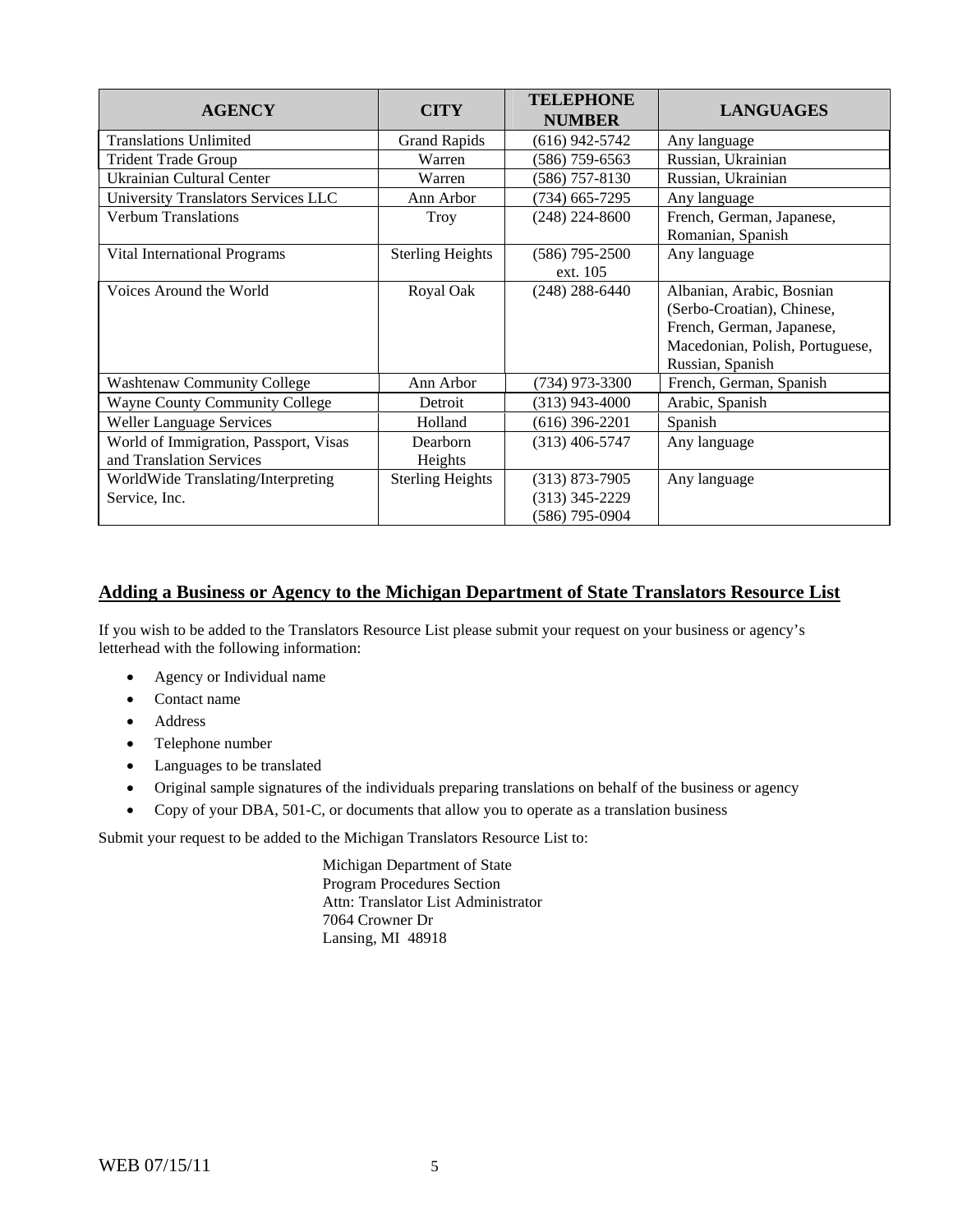| AGENCY | CITY | TELEPHONE NUMBER | LANGUAGES |
|---|---|---|---|
| Translations Unlimited | Grand Rapids | (616) 942-5742 | Any language |
| Trident Trade Group | Warren | (586) 759-6563 | Russian, Ukrainian |
| Ukrainian Cultural Center | Warren | (586) 757-8130 | Russian, Ukrainian |
| University Translators Services LLC | Ann Arbor | (734) 665-7295 | Any language |
| Verbum Translations | Troy | (248) 224-8600 | French, German, Japanese, Romanian, Spanish |
| Vital International Programs | Sterling Heights | (586) 795-2500 ext. 105 | Any language |
| Voices Around the World | Royal Oak | (248) 288-6440 | Albanian, Arabic, Bosnian (Serbo-Croatian), Chinese, French, German, Japanese, Macedonian, Polish, Portuguese, Russian, Spanish |
| Washtenaw Community College | Ann Arbor | (734) 973-3300 | French, German, Spanish |
| Wayne County Community College | Detroit | (313) 943-4000 | Arabic, Spanish |
| Weller Language Services | Holland | (616) 396-2201 | Spanish |
| World of Immigration, Passport, Visas and Translation Services | Dearborn Heights | (313) 406-5747 | Any language |
| WorldWide Translating/Interpreting Service, Inc. | Sterling Heights | (313) 873-7905<br>(313) 345-2229<br>(586) 795-0904 | Any language |

## Adding a Business or Agency to the Michigan Department of State Translators Resource List

If you wish to be added to the Translators Resource List please submit your request on your business or agency's letterhead with the following information:

- Agency or Individual name
- Contact name
- Address
- Telephone number
- Languages to be translated
- Original sample signatures of the individuals preparing translations on behalf of the business or agency
- Copy of your DBA, 501-C, or documents that allow you to operate as a translation business

Submit your request to be added to the Michigan Translators Resource List to:

Michigan Department of State
Program Procedures Section
Attn: Translator List Administrator
7064 Crowner Dr
Lansing, MI 48918

WEB 07/15/11